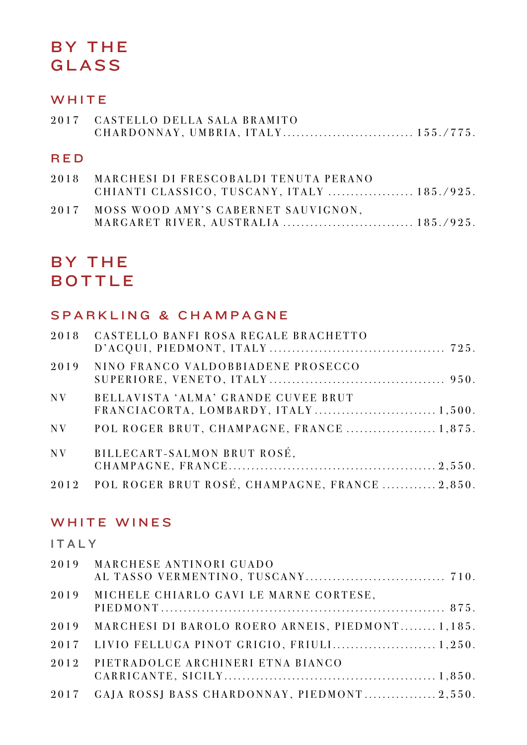# BY THE GLASS

## WHITE

2017 CASTELLO DELLA SALA BRAMITO CHARDONNAY, UMBRIA, ITALY .......... 155./775.

## RED

2018 MARCHESI DI FRESCOBALDI TENUTA PERANO CHIANTI CLASSICO, TUSCANY, ITALY .......... 185./925.

2017 MOSS WOOD AMY'S CABERNET SAUVIGNON, MARGARET RIVER, AUSTRALIA .......... 185./925.

# BY THE BOTTLE

## SPARKLING & CHAMPAGNE

2018 CASTELLO BANFI ROSA REGALE BRACHETTO D'ACQUI, PIEDMONT, ITALY .......... 725.

2019 NINO FRANCO VALDOBBIADENE PROSECCO SUPERIORE, VENETO, ITALY .......... 950.

NV BELLAVISTA 'ALMA' GRANDE CUVEE BRUT FRANCIACORTA, LOMBARDY, ITALY .......... 1,500.

NV POL ROGER BRUT, CHAMPAGNE, FRANCE .......... 1,875.

NV BILLECART-SALMON BRUT ROSÉ, CHAMPAGNE, FRANCE .......... 2,550.

2012 POL ROGER BRUT ROSÉ, CHAMPAGNE, FRANCE .......... 2,850.

## WHITE WINES

### ITALY

2019 MARCHESE ANTINORI GUADO AL TASSO VERMENTINO, TUSCANY .......... 710.

2019 MICHELE CHIARLO GAVI LE MARNE CORTESE, PIEDMONT .......... 875.

2019 MARCHESI DI BAROLO ROERO ARNEIS, PIEDMONT .......... 1,185.

2017 LIVIO FELLUGA PINOT GRIGIO, FRIULI .......... 1,250.

2012 PIETRADOLCE ARCHINERI ETNA BIANCO CARRICANTE, SICILY .......... 1,850.

2017 GAJA ROSSJ BASS CHARDONNAY, PIEDMONT .......... 2,550.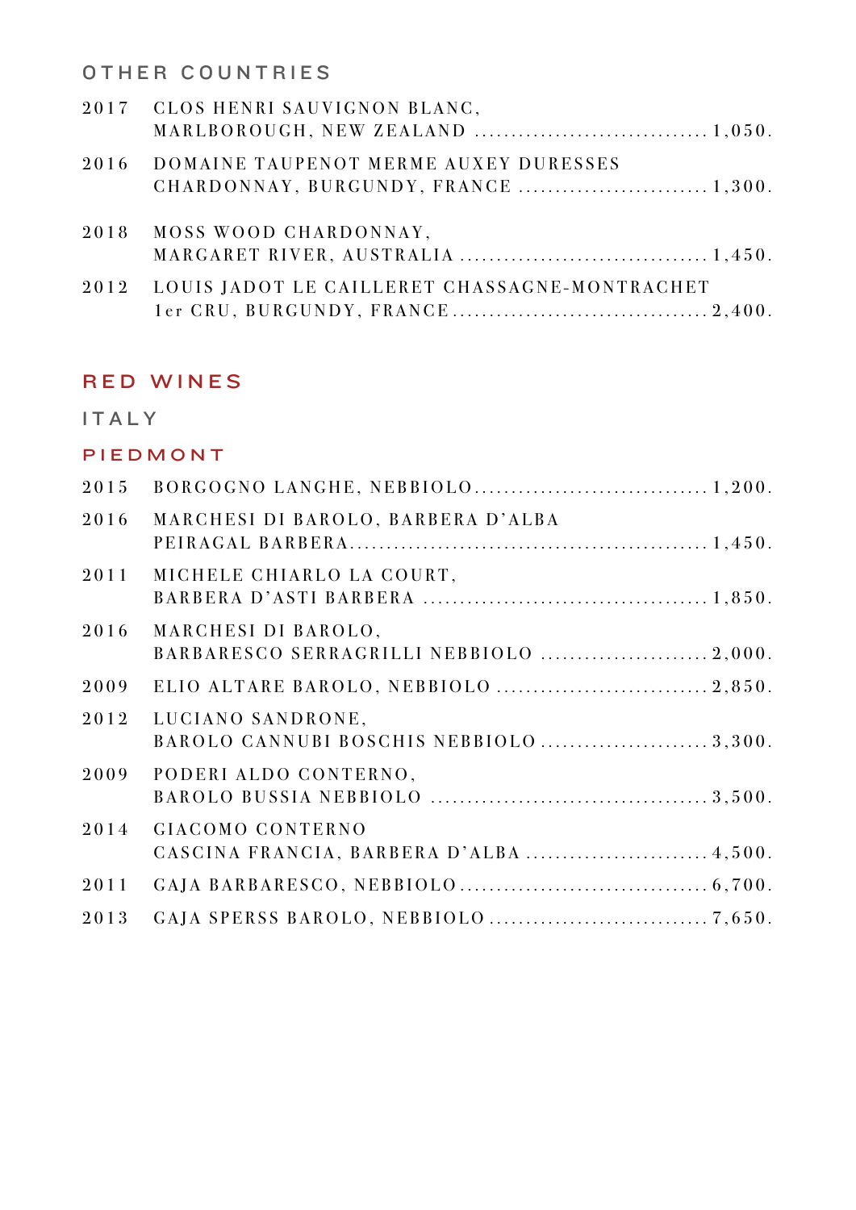### OTHER COUNTRIES

2017 CLOS HENRI SAUVIGNON BLANC, MARLBOROUGH, NEW ZEALAND ................................ 1,050.

2016 DOMAINE TAUPENOT MERME AUXEY DURESSES CHARDONNAY, BURGUNDY, FRANCE .......................... 1,300.

2018 MOSS WOOD CHARDONNAY, MARGARET RIVER, AUSTRALIA ................................. 1,450.

2012 LOUIS JADOT LE CAILLERET CHASSAGNE-MONTRACHET 1er CRU, BURGUNDY, FRANCE.................................. 2,400.

## RED WINES

### ITALY

### PIEDMONT

2015 BORGOGNO LANGHE, NEBBIOLO................................ 1,200.

2016 MARCHESI DI BAROLO, BARBERA D'ALBA PEIRAGAL BARBERA................................................ 1,450.

2011 MICHELE CHIARLO LA COURT, BARBERA D'ASTI BARBERA ...................................... 1,850.

2016 MARCHESI DI BAROLO, BARBARESCO SERRAGRILLI NEBBIOLO ....................... 2,000.

2009 ELIO ALTARE BAROLO, NEBBIOLO ............................ 2,850.

2012 LUCIANO SANDRONE, BAROLO CANNUBI BOSCHIS NEBBIOLO ....................... 3,300.

2009 PODERI ALDO CONTERNO, BAROLO BUSSIA NEBBIOLO ..................................... 3,500.

2014 GIACOMO CONTERNO CASCINA FRANCIA, BARBERA D'ALBA ......................... 4,500.

2011 GAJA BARBARESCO, NEBBIOLO................................. 6,700.

2013 GAJA SPERSS BAROLO, NEBBIOLO ............................. 7,650.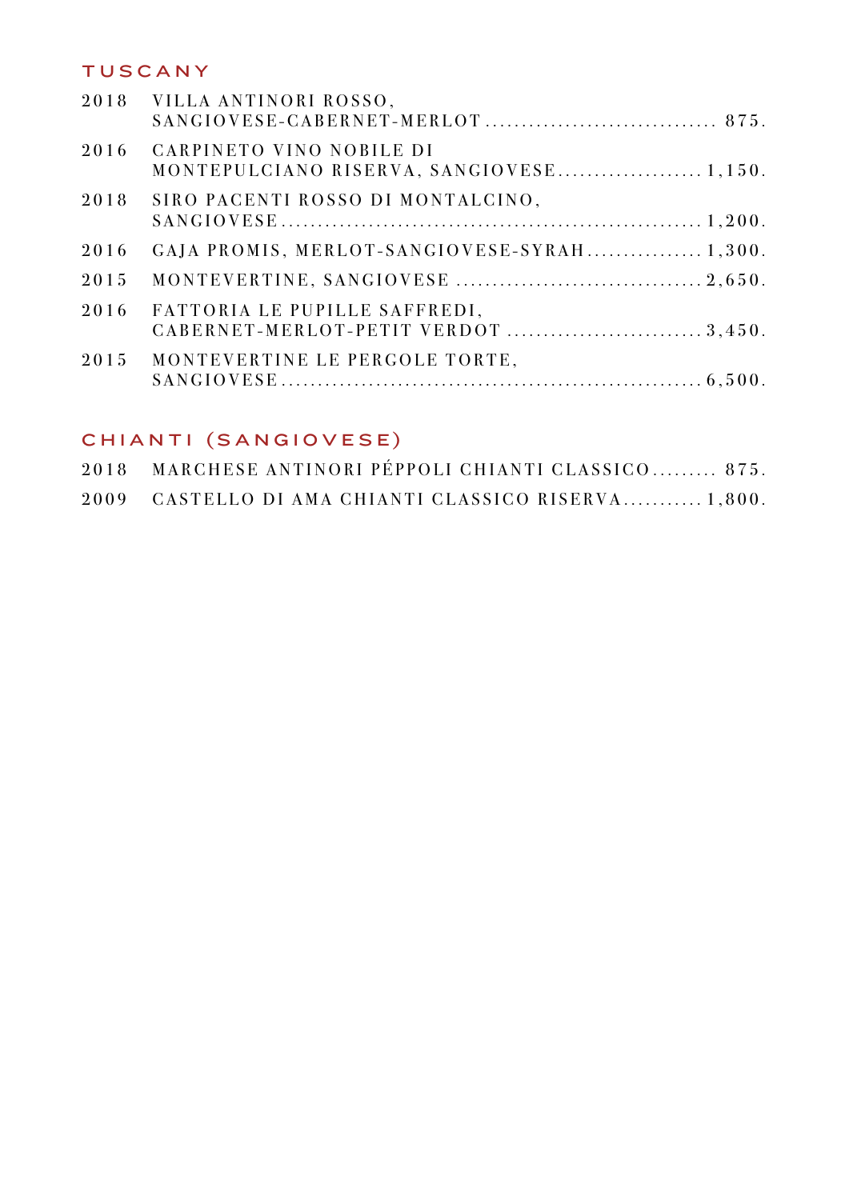## TUSCANY

| | | |
|---|---|---|
| 2018 | VILLA ANTINORI ROSSO, SANGIOVESE-CABERNET-MERLOT | 875. |
| 2016 | CARPINETO VINO NOBILE DI MONTEPULCIANO RISERVA, SANGIOVESE | 1,150. |
| 2018 | SIRO PACENTI ROSSO DI MONTALCINO, SANGIOVESE | 1,200. |
| 2016 | GAJA PROMIS, MERLOT-SANGIOVESE-SYRAH | 1,300. |
| 2015 | MONTEVERTINE, SANGIOVESE | 2,650. |
| 2016 | FATTORIA LE PUPILLE SAFFREDI, CABERNET-MERLOT-PETIT VERDOT | 3,450. |
| 2015 | MONTEVERTINE LE PERGOLE TORTE, SANGIOVESE | 6,500. |

## CHIANTI (SANGIOVESE)

| | | |
|---|---|---|
| 2018 | MARCHESE ANTINORI PÉPPOLI CHIANTI CLASSICO | 875. |
| 2009 | CASTELLO DI AMA CHIANTI CLASSICO RISERVA | 1,800. |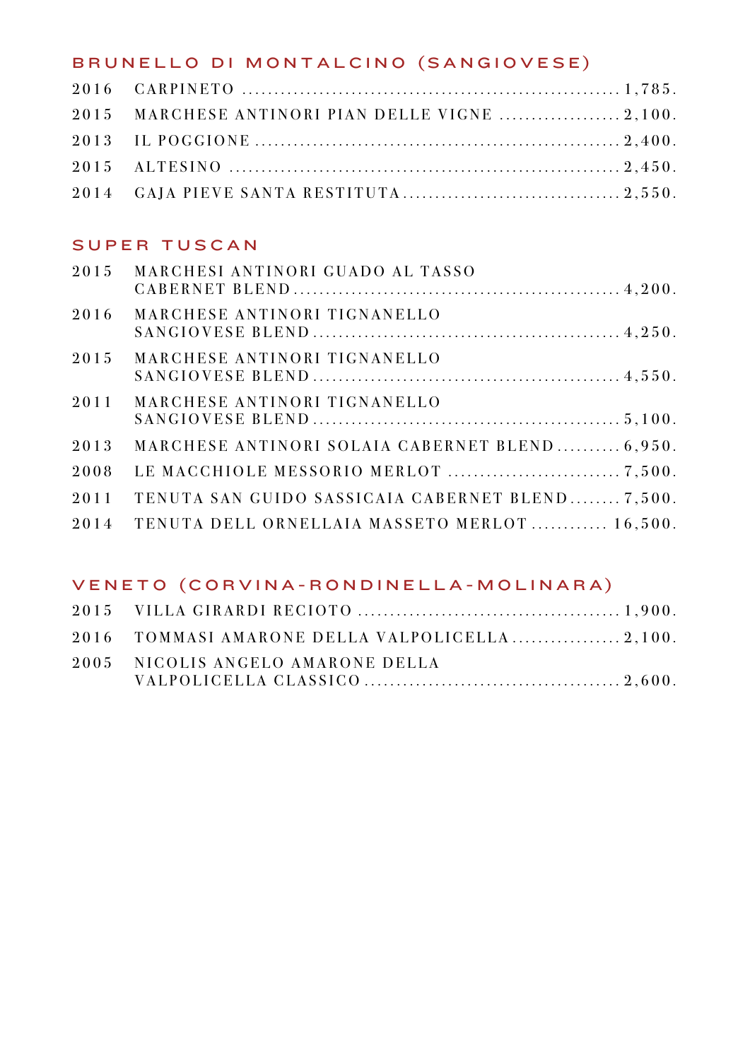## BRUNELLO DI MONTALCINO (SANGIOVESE)

| | | |
|---|---|---|
| 2016 | CARPINETO | 1,785. |
| 2015 | MARCHESE ANTINORI PIAN DELLE VIGNE | 2,100. |
| 2013 | IL POGGIONE | 2,400. |
| 2015 | ALTESINO | 2,450. |
| 2014 | GAJA PIEVE SANTA RESTITUTA | 2,550. |

## SUPER TUSCAN

| | | |
|---|---|---|
| 2015 | MARCHESI ANTINORI GUADO AL TASSO CABERNET BLEND | 4,200. |
| 2016 | MARCHESE ANTINORI TIGNANELLO SANGIOVESE BLEND | 4,250. |
| 2015 | MARCHESE ANTINORI TIGNANELLO SANGIOVESE BLEND | 4,550. |
| 2011 | MARCHESE ANTINORI TIGNANELLO SANGIOVESE BLEND | 5,100. |
| 2013 | MARCHESE ANTINORI SOLAIA CABERNET BLEND | 6,950. |
| 2008 | LE MACCHIOLE MESSORIO MERLOT | 7,500. |
| 2011 | TENUTA SAN GUIDO SASSICAIA CABERNET BLEND | 7,500. |
| 2014 | TENUTA DELL ORNELLAIA MASSETO MERLOT | 16,500. |

## VENETO (CORVINA-RONDINELLA-MOLINARA)

| | | |
|---|---|---|
| 2015 | VILLA GIRARDI RECIOTO | 1,900. |
| 2016 | TOMMASI AMARONE DELLA VALPOLICELLA | 2,100. |
| 2005 | NICOLIS ANGELO AMARONE DELLA VALPOLICELLA CLASSICO | 2,600. |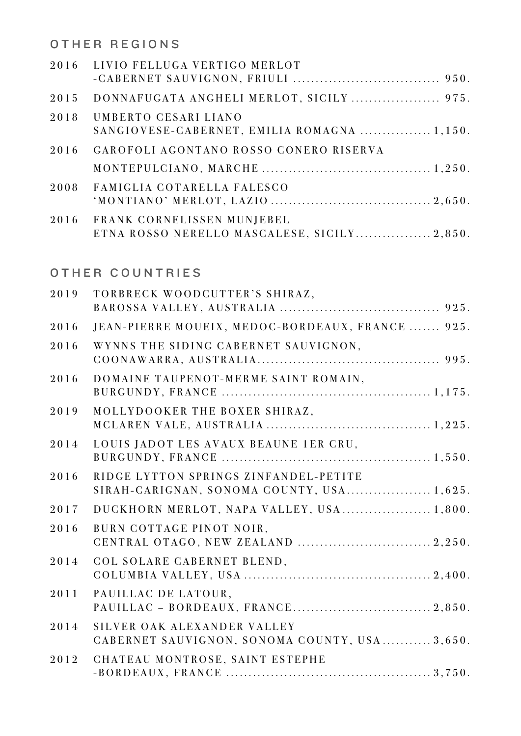## OTHER REGIONS

| | | |
|---|---|---|
| 2016 | LIVIO FELLUGA VERTIGO MERLOT -CABERNET SAUVIGNON, FRIULI | 950. |
| 2015 | DONNAFUGATA ANGHELI MERLOT, SICILY | 975. |
| 2018 | UMBERTO CESARI LIANO SANGIOVESE-CABERNET, EMILIA ROMAGNA | 1,150. |
| 2016 | GAROFOLI AGONTANO ROSSO CONERO RISERVA MONTEPULCIANO, MARCHE | 1,250. |
| 2008 | FAMIGLIA COTARELLA FALESCO 'MONTIANO' MERLOT, LAZIO | 2,650. |
| 2016 | FRANK CORNELISSEN MUNJEBEL ETNA ROSSO NERELLO MASCALESE, SICILY | 2,850. |

## OTHER COUNTRIES

| | | |
|---|---|---|
| 2019 | TORBRECK WOODCUTTER'S SHIRAZ, BAROSSA VALLEY, AUSTRALIA | 925. |
| 2016 | JEAN-PIERRE MOUEIX, MEDOC-BORDEAUX, FRANCE | 925. |
| 2016 | WYNNS THE SIDING CABERNET SAUVIGNON, COONAWARRA, AUSTRALIA | 995. |
| 2016 | DOMAINE TAUPENOT-MERME SAINT ROMAIN, BURGUNDY, FRANCE | 1,175. |
| 2019 | MOLLYDOOKER THE BOXER SHIRAZ, MCLAREN VALE, AUSTRALIA | 1,225. |
| 2014 | LOUIS JADOT LES AVAUX BEAUNE 1ER CRU, BURGUNDY, FRANCE | 1,550. |
| 2016 | RIDGE LYTTON SPRINGS ZINFANDEL-PETITE SIRAH-CARIGNAN, SONOMA COUNTY, USA | 1,625. |
| 2017 | DUCKHORN MERLOT, NAPA VALLEY, USA | 1,800. |
| 2016 | BURN COTTAGE PINOT NOIR, CENTRAL OTAGO, NEW ZEALAND | 2,250. |
| 2014 | COL SOLARE CABERNET BLEND, COLUMBIA VALLEY, USA | 2,400. |
| 2011 | PAUILLAC DE LATOUR, PAUILLAC – BORDEAUX, FRANCE | 2,850. |
| 2014 | SILVER OAK ALEXANDER VALLEY CABERNET SAUVIGNON, SONOMA COUNTY, USA | 3,650. |
| 2012 | CHATEAU MONTROSE, SAINT ESTEPHE -BORDEAUX, FRANCE | 3,750. |